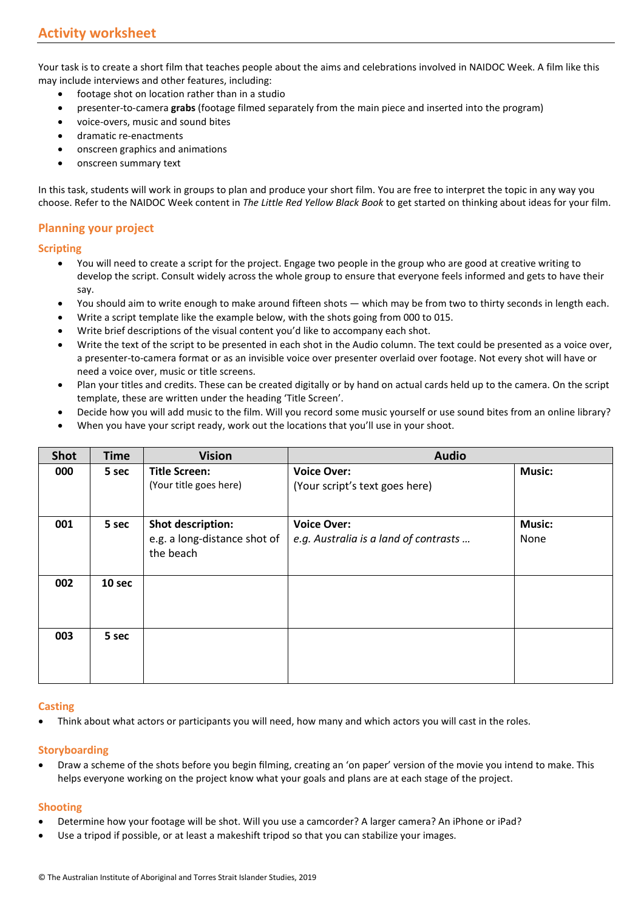# Activity worksheet

Your task is to create a short film that teaches people about the aims and celebrations involved in NAIDOC Week. A film like this may include interviews and other features, including:

- footage shot on location rather than in a studio
- presenter-to-camera **grabs** (footage filmed separately from the main piece and inserted into the program)
- voice-overs, music and sound bites
- dramatic re-enactments
- onscreen graphics and animations
- onscreen summary text

In this task, students will work in groups to plan and produce your short film. You are free to interpret the topic in any way you choose. Refer to the NAIDOC Week content in *The Little Red Yellow Black Book* to get started on thinking about ideas for your film.

## Planning your project

### Scripting

- You will need to create a script for the project. Engage two people in the group who are good at creative writing to develop the script. Consult widely across the whole group to ensure that everyone feels informed and gets to have their say.
- You should aim to write enough to make around fifteen shots — which may be from two to thirty seconds in length each.
- Write a script template like the example below, with the shots going from 000 to 015.
- Write brief descriptions of the visual content you'd like to accompany each shot.
- Write the text of the script to be presented in each shot in the Audio column. The text could be presented as a voice over, a presenter-to-camera format or as an invisible voice over presenter overlaid over footage. Not every shot will have or need a voice over, music or title screens.
- Plan your titles and credits. These can be created digitally or by hand on actual cards held up to the camera. On the script template, these are written under the heading 'Title Screen'.
- Decide how you will add music to the film. Will you record some music yourself or use sound bites from an online library?
- When you have your script ready, work out the locations that you'll use in your shoot.

| Shot | Time | Vision | Audio | |
|---|---|---|---|---|
| **000** | **5 sec** | **Title Screen:** (Your title goes here) | **Voice Over:** (Your script's text goes here) | **Music:** |
| **001** | **5 sec** | **Shot description:** e.g. a long-distance shot of the beach | **Voice Over:** *e.g. Australia is a land of contrasts …* | **Music:** None |
| **002** | **10 sec** | | | |
| **003** | **5 sec** | | | |

### Casting

- Think about what actors or participants you will need, how many and which actors you will cast in the roles.

### Storyboarding

- Draw a scheme of the shots before you begin filming, creating an 'on paper' version of the movie you intend to make. This helps everyone working on the project know what your goals and plans are at each stage of the project.

### Shooting

- Determine how your footage will be shot. Will you use a camcorder? A larger camera? An iPhone or iPad?
- Use a tripod if possible, or at least a makeshift tripod so that you can stabilize your images.

© The Australian Institute of Aboriginal and Torres Strait Islander Studies, 2019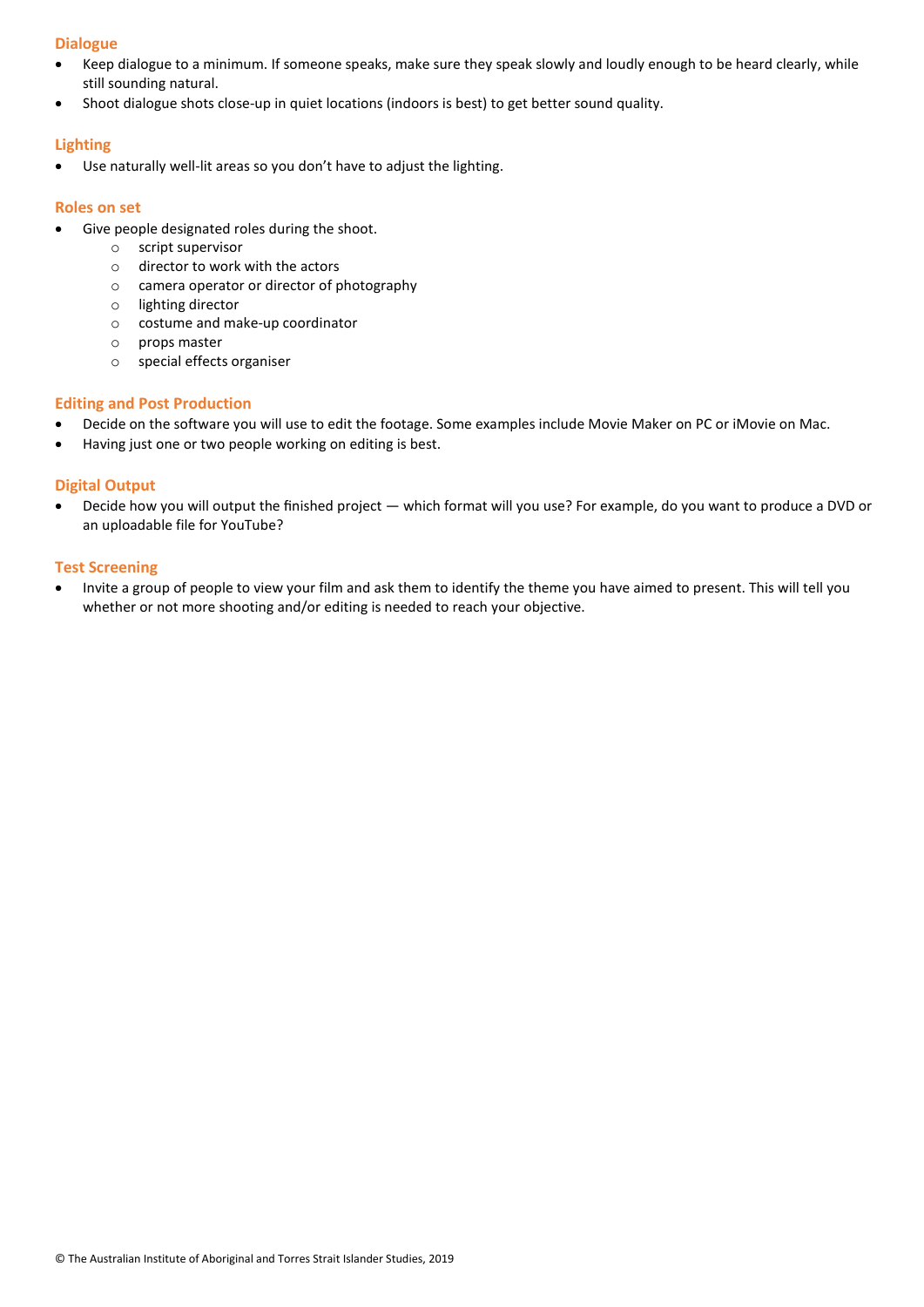## Dialogue

- Keep dialogue to a minimum. If someone speaks, make sure they speak slowly and loudly enough to be heard clearly, while still sounding natural.
- Shoot dialogue shots close-up in quiet locations (indoors is best) to get better sound quality.

## Lighting

- Use naturally well-lit areas so you don't have to adjust the lighting.

## Roles on set

- Give people designated roles during the shoot.
  - script supervisor
  - director to work with the actors
  - camera operator or director of photography
  - lighting director
  - costume and make-up coordinator
  - props master
  - special effects organiser

## Editing and Post Production

- Decide on the software you will use to edit the footage. Some examples include Movie Maker on PC or iMovie on Mac.
- Having just one or two people working on editing is best.

## Digital Output

- Decide how you will output the finished project — which format will you use? For example, do you want to produce a DVD or an uploadable file for YouTube?

## Test Screening

- Invite a group of people to view your film and ask them to identify the theme you have aimed to present. This will tell you whether or not more shooting and/or editing is needed to reach your objective.

© The Australian Institute of Aboriginal and Torres Strait Islander Studies, 2019